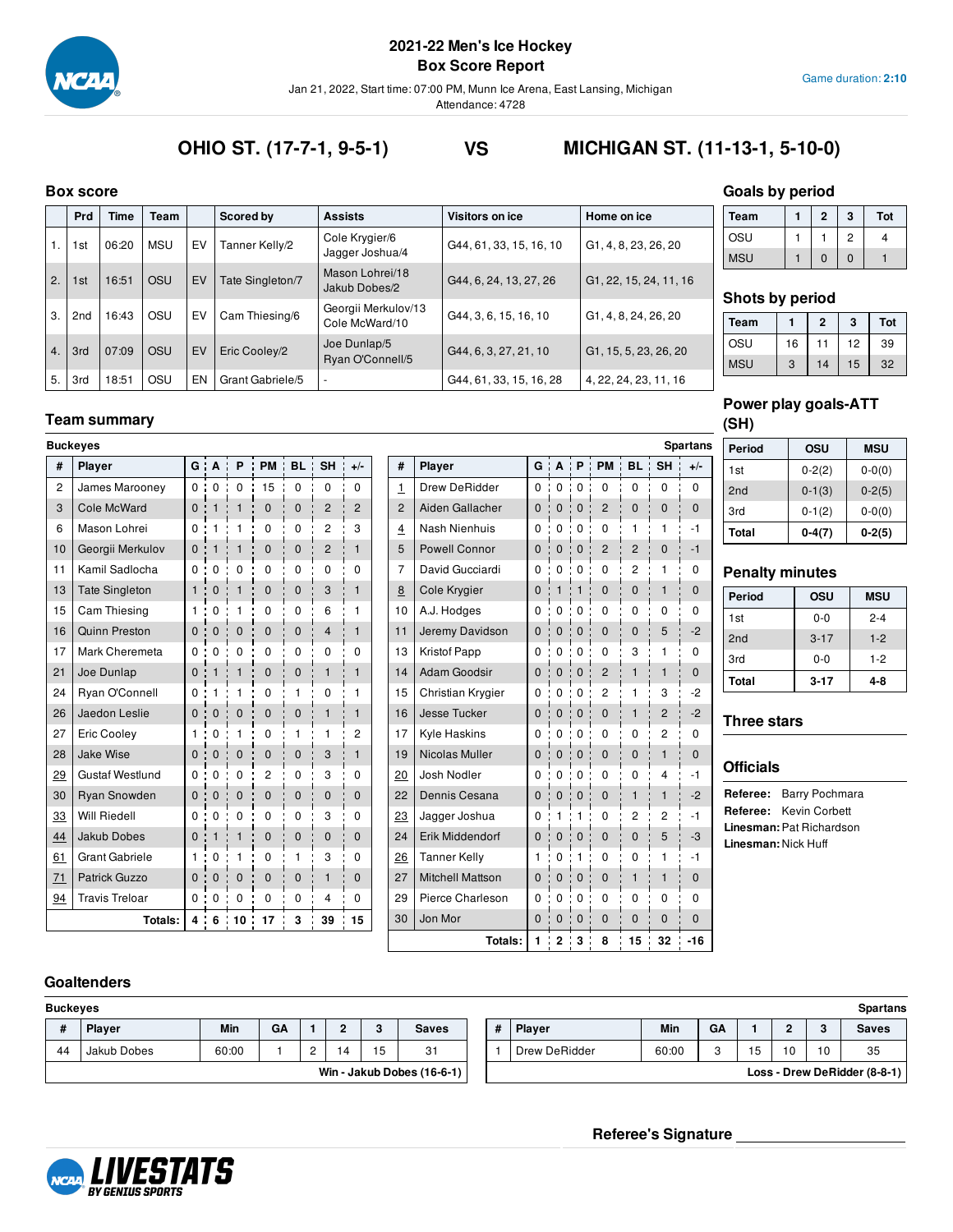# 2021-22 Men's Ice Hockey
## Box Score Report

Jan 21, 2022, Start time: 07:00 PM, Munn Ice Arena, East Lansing, Michigan
Attendance: 4728

Game duration: **2:10**

## OHIO ST. (17-7-1, 9-5-1) VS MICHIGAN ST. (11-13-1, 5-10-0)

### Box score

| | Prd | Time | Team | | Scored by | Assists | Visitors on ice | Home on ice |
|---|---|---|---|---|---|---|---|---|
| 1. | 1st | 06:20 | MSU | EV | Tanner Kelly/2 | Cole Krygier/6 Jagger Joshua/4 | G44, 61, 33, 15, 16, 10 | G1, 4, 8, 23, 26, 20 |
| 2. | 1st | 16:51 | OSU | EV | Tate Singleton/7 | Mason Lohrei/18 Jakub Dobes/2 | G44, 6, 24, 13, 27, 26 | G1, 22, 15, 24, 11, 16 |
| 3. | 2nd | 16:43 | OSU | EV | Cam Thiesing/6 | Georgii Merkulov/13 Cole McWard/10 | G44, 3, 6, 15, 16, 10 | G1, 4, 8, 24, 26, 20 |
| 4. | 3rd | 07:09 | OSU | EV | Eric Cooley/2 | Joe Dunlap/5 Ryan O'Connell/5 | G44, 6, 3, 27, 21, 10 | G1, 15, 5, 23, 26, 20 |
| 5. | 3rd | 18:51 | OSU | EN | Grant Gabriele/5 | - | G44, 61, 33, 15, 16, 28 | 4, 22, 24, 23, 11, 16 |

### Goals by period

| Team | 1 | 2 | 3 | Tot |
|---|---|---|---|---|
| OSU | 1 | 1 | 2 | 4 |
| MSU | 1 | 0 | 0 | 1 |

### Shots by period

| Team | 1 | 2 | 3 | Tot |
|---|---|---|---|---|
| OSU | 16 | 11 | 12 | 39 |
| MSU | 3 | 14 | 15 | 32 |

### Team summary

**Buckeyes**

| # | Player | G | A | P | PM | BL | SH | +/- |
|---|---|---|---|---|---|---|---|---|
| 2 | James Marooney | 0 | 0 | 0 | 15 | 0 | 0 | 0 |
| 3 | Cole McWard | 0 | 1 | 1 | 0 | 0 | 2 | 2 |
| 6 | Mason Lohrei | 0 | 1 | 1 | 0 | 0 | 2 | 3 |
| 10 | Georgii Merkulov | 0 | 1 | 1 | 0 | 0 | 2 | 1 |
| 11 | Kamil Sadlocha | 0 | 0 | 0 | 0 | 0 | 0 | 0 |
| 13 | Tate Singleton | 1 | 0 | 1 | 0 | 0 | 3 | 1 |
| 15 | Cam Thiesing | 1 | 0 | 1 | 0 | 0 | 6 | 1 |
| 16 | Quinn Preston | 0 | 0 | 0 | 0 | 0 | 4 | 1 |
| 17 | Mark Cheremeta | 0 | 0 | 0 | 0 | 0 | 0 | 0 |
| 21 | Joe Dunlap | 0 | 1 | 1 | 0 | 0 | 1 | 1 |
| 24 | Ryan O'Connell | 0 | 1 | 1 | 0 | 1 | 0 | 1 |
| 26 | Jaedon Leslie | 0 | 0 | 0 | 0 | 0 | 1 | 1 |
| 27 | Eric Cooley | 1 | 0 | 1 | 0 | 1 | 1 | 2 |
| 28 | Jake Wise | 0 | 0 | 0 | 0 | 0 | 3 | 1 |
| 29 | Gustaf Westlund | 0 | 0 | 0 | 2 | 0 | 3 | 0 |
| 30 | Ryan Snowden | 0 | 0 | 0 | 0 | 0 | 0 | 0 |
| 33 | Will Riedell | 0 | 0 | 0 | 0 | 0 | 3 | 0 |
| 44 | Jakub Dobes | 0 | 1 | 1 | 0 | 0 | 0 | 0 |
| 61 | Grant Gabriele | 1 | 0 | 1 | 0 | 1 | 3 | 0 |
| 71 | Patrick Guzzo | 0 | 0 | 0 | 0 | 0 | 1 | 0 |
| 94 | Travis Treloar | 0 | 0 | 0 | 0 | 0 | 4 | 0 |
| | **Totals:** | **4** | **6** | **10** | **17** | **3** | **39** | **15** |

**Spartans**

| # | Player | G | A | P | PM | BL | SH | +/- |
|---|---|---|---|---|---|---|---|---|
| 1 | Drew DeRidder | 0 | 0 | 0 | 0 | 0 | 0 | 0 |
| 2 | Aiden Gallacher | 0 | 0 | 0 | 2 | 0 | 0 | 0 |
| 4 | Nash Nienhuis | 0 | 0 | 0 | 0 | 1 | 1 | -1 |
| 5 | Powell Connor | 0 | 0 | 0 | 2 | 2 | 0 | -1 |
| 7 | David Gucciardi | 0 | 0 | 0 | 0 | 2 | 1 | 0 |
| 8 | Cole Krygier | 0 | 1 | 1 | 0 | 0 | 1 | 0 |
| 10 | A.J. Hodges | 0 | 0 | 0 | 0 | 0 | 0 | 0 |
| 11 | Jeremy Davidson | 0 | 0 | 0 | 0 | 0 | 5 | -2 |
| 13 | Kristof Papp | 0 | 0 | 0 | 0 | 3 | 1 | 0 |
| 14 | Adam Goodsir | 0 | 0 | 0 | 2 | 1 | 1 | 0 |
| 15 | Christian Krygier | 0 | 0 | 0 | 2 | 1 | 3 | -2 |
| 16 | Jesse Tucker | 0 | 0 | 0 | 0 | 1 | 2 | -2 |
| 17 | Kyle Haskins | 0 | 0 | 0 | 0 | 0 | 2 | 0 |
| 19 | Nicolas Muller | 0 | 0 | 0 | 0 | 0 | 1 | 0 |
| 20 | Josh Nodler | 0 | 0 | 0 | 0 | 0 | 4 | -1 |
| 22 | Dennis Cesana | 0 | 0 | 0 | 0 | 1 | 1 | -2 |
| 23 | Jagger Joshua | 0 | 1 | 1 | 0 | 2 | 2 | -1 |
| 24 | Erik Middendorf | 0 | 0 | 0 | 0 | 0 | 5 | -3 |
| 26 | Tanner Kelly | 1 | 0 | 1 | 0 | 0 | 1 | -1 |
| 27 | Mitchell Mattson | 0 | 0 | 0 | 0 | 1 | 1 | 0 |
| 29 | Pierce Charleson | 0 | 0 | 0 | 0 | 0 | 0 | 0 |
| 30 | Jon Mor | 0 | 0 | 0 | 0 | 0 | 0 | 0 |
| | **Totals:** | **1** | **2** | **3** | **8** | **15** | **32** | **-16** |

### Power play goals-ATT (SH)

| Period | OSU | MSU |
|---|---|---|
| 1st | 0-2(2) | 0-0(0) |
| 2nd | 0-1(3) | 0-2(5) |
| 3rd | 0-1(2) | 0-0(0) |
| **Total** | **0-4(7)** | **0-2(5)** |

### Penalty minutes

| Period | OSU | MSU |
|---|---|---|
| 1st | 0-0 | 2-4 |
| 2nd | 3-17 | 1-2 |
| 3rd | 0-0 | 1-2 |
| **Total** | **3-17** | **4-8** |

### Three stars

### Officials

**Referee:** Barry Pochmara
**Referee:** Kevin Corbett
**Linesman:** Pat Richardson
**Linesman:** Nick Huff

### Goaltenders

**Buckeyes**

| # | Player | Min | GA | 1 | 2 | 3 | Saves |
|---|---|---|---|---|---|---|---|
| 44 | Jakub Dobes | 60:00 | 1 | 2 | 14 | 15 | 31 |
| | | | | | | | **Win - Jakub Dobes (16-6-1)** |

**Spartans**

| # | Player | Min | GA | 1 | 2 | 3 | Saves |
|---|---|---|---|---|---|---|---|
| 1 | Drew DeRidder | 60:00 | 3 | 15 | 10 | 10 | 35 |
| | | | | | | | **Loss - Drew DeRidder (8-8-1)** |

**Referee's Signature** ____________________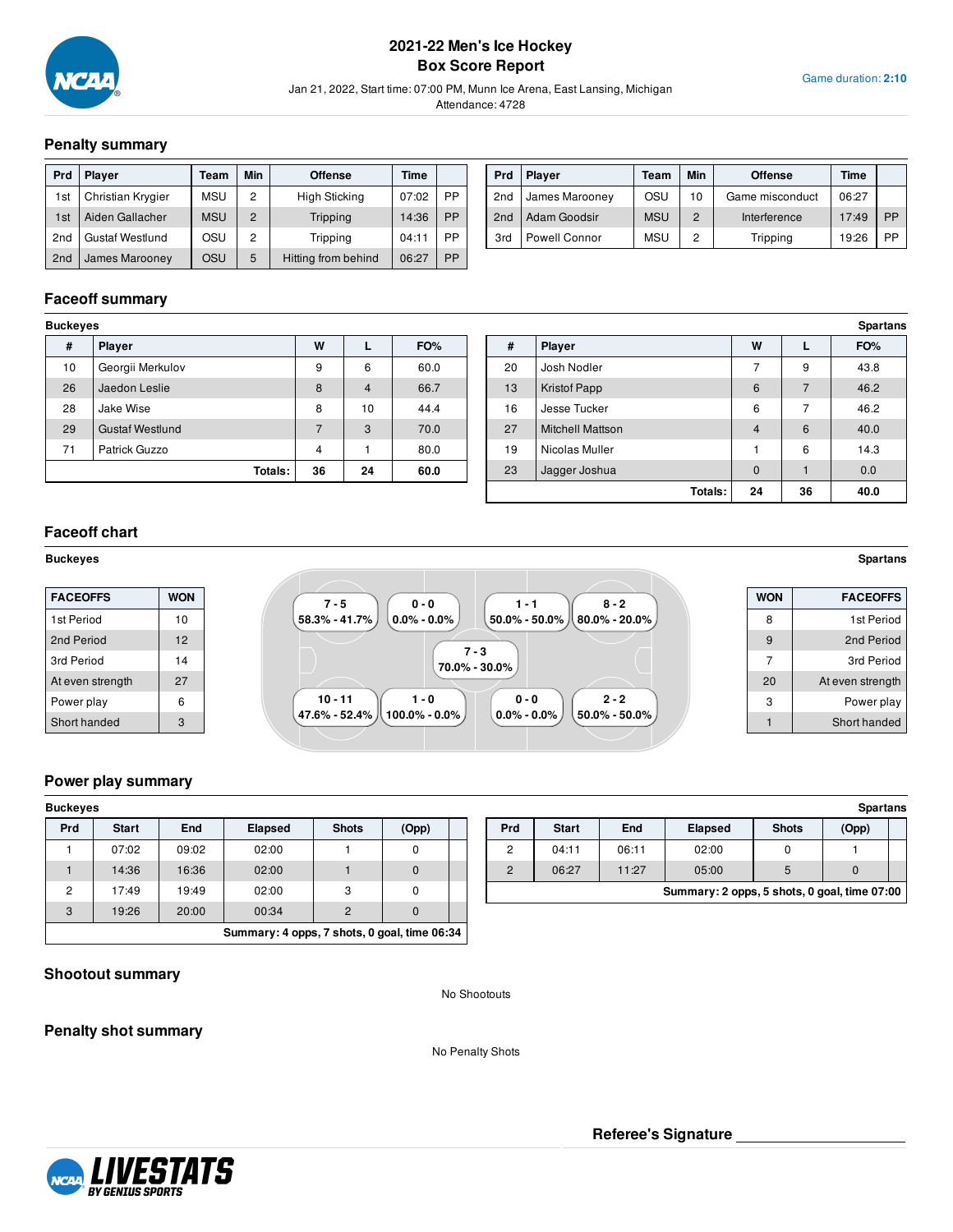# 2021-22 Men's Ice Hockey
## Box Score Report

Jan 21, 2022, Start time: 07:00 PM, Munn Ice Arena, East Lansing, Michigan
Attendance: 4728

Game duration: **2:10**

## Penalty summary

| Prd | Player | Team | Min | Offense | Time | |
|---|---|---|---|---|---|---|
| 1st | Christian Krygier | MSU | 2 | High Sticking | 07:02 | PP |
| 1st | Aiden Gallacher | MSU | 2 | Tripping | 14:36 | PP |
| 2nd | Gustaf Westlund | OSU | 2 | Tripping | 04:11 | PP |
| 2nd | James Marooney | OSU | 5 | Hitting from behind | 06:27 | PP |
| 2nd | James Marooney | OSU | 10 | Game misconduct | 06:27 | |
| 2nd | Adam Goodsir | MSU | 2 | Interference | 17:49 | PP |
| 3rd | Powell Connor | MSU | 2 | Tripping | 19:26 | PP |

## Faceoff summary

**Buckeyes**

| # | Player | W | L | FO% |
|---|---|---|---|---|
| 10 | Georgii Merkulov | 9 | 6 | 60.0 |
| 26 | Jaedon Leslie | 8 | 4 | 66.7 |
| 28 | Jake Wise | 8 | 10 | 44.4 |
| 29 | Gustaf Westlund | 7 | 3 | 70.0 |
| 71 | Patrick Guzzo | 4 | 1 | 80.0 |
| | **Totals:** | **36** | **24** | **60.0** |

**Spartans**

| # | Player | W | L | FO% |
|---|---|---|---|---|
| 20 | Josh Nodler | 7 | 9 | 43.8 |
| 13 | Kristof Papp | 6 | 7 | 46.2 |
| 16 | Jesse Tucker | 6 | 7 | 46.2 |
| 27 | Mitchell Mattson | 4 | 6 | 40.0 |
| 19 | Nicolas Muller | 1 | 6 | 14.3 |
| 23 | Jagger Joshua | 0 | 1 | 0.0 |
| | **Totals:** | **24** | **36** | **40.0** |

## Faceoff chart

**Buckeyes**

| FACEOFFS | WON |
|---|---|
| 1st Period | 10 |
| 2nd Period | 12 |
| 3rd Period | 14 |
| At even strength | 27 |
| Power play | 6 |
| Short handed | 3 |

Rink zones:

- 7 - 5 (58.3% - 41.7%)
- 0 - 0 (0.0% - 0.0%)
- 1 - 1 (50.0% - 50.0%)
- 8 - 2 (80.0% - 20.0%)
- 7 - 3 (70.0% - 30.0%)
- 10 - 11 (47.6% - 52.4%)
- 1 - 0 (100.0% - 0.0%)
- 0 - 0 (0.0% - 0.0%)
- 2 - 2 (50.0% - 50.0%)

**Spartans**

| WON | FACEOFFS |
|---|---|
| 8 | 1st Period |
| 9 | 2nd Period |
| 7 | 3rd Period |
| 20 | At even strength |
| 3 | Power play |
| 1 | Short handed |

## Power play summary

**Buckeyes**

| Prd | Start | End | Elapsed | Shots | (Opp) | |
|---|---|---|---|---|---|---|
| 1 | 07:02 | 09:02 | 02:00 | 1 | 0 | |
| 1 | 14:36 | 16:36 | 02:00 | 1 | 0 | |
| 2 | 17:49 | 19:49 | 02:00 | 3 | 0 | |
| 3 | 19:26 | 20:00 | 00:34 | 2 | 0 | |

**Summary: 4 opps, 7 shots, 0 goal, time 06:34**

**Spartans**

| Prd | Start | End | Elapsed | Shots | (Opp) | |
|---|---|---|---|---|---|---|
| 2 | 04:11 | 06:11 | 02:00 | 0 | 1 | |
| 2 | 06:27 | 11:27 | 05:00 | 5 | 0 | |

**Summary: 2 opps, 5 shots, 0 goal, time 07:00**

## Shootout summary

No Shootouts

## Penalty shot summary

No Penalty Shots

**Referee's Signature** ____________________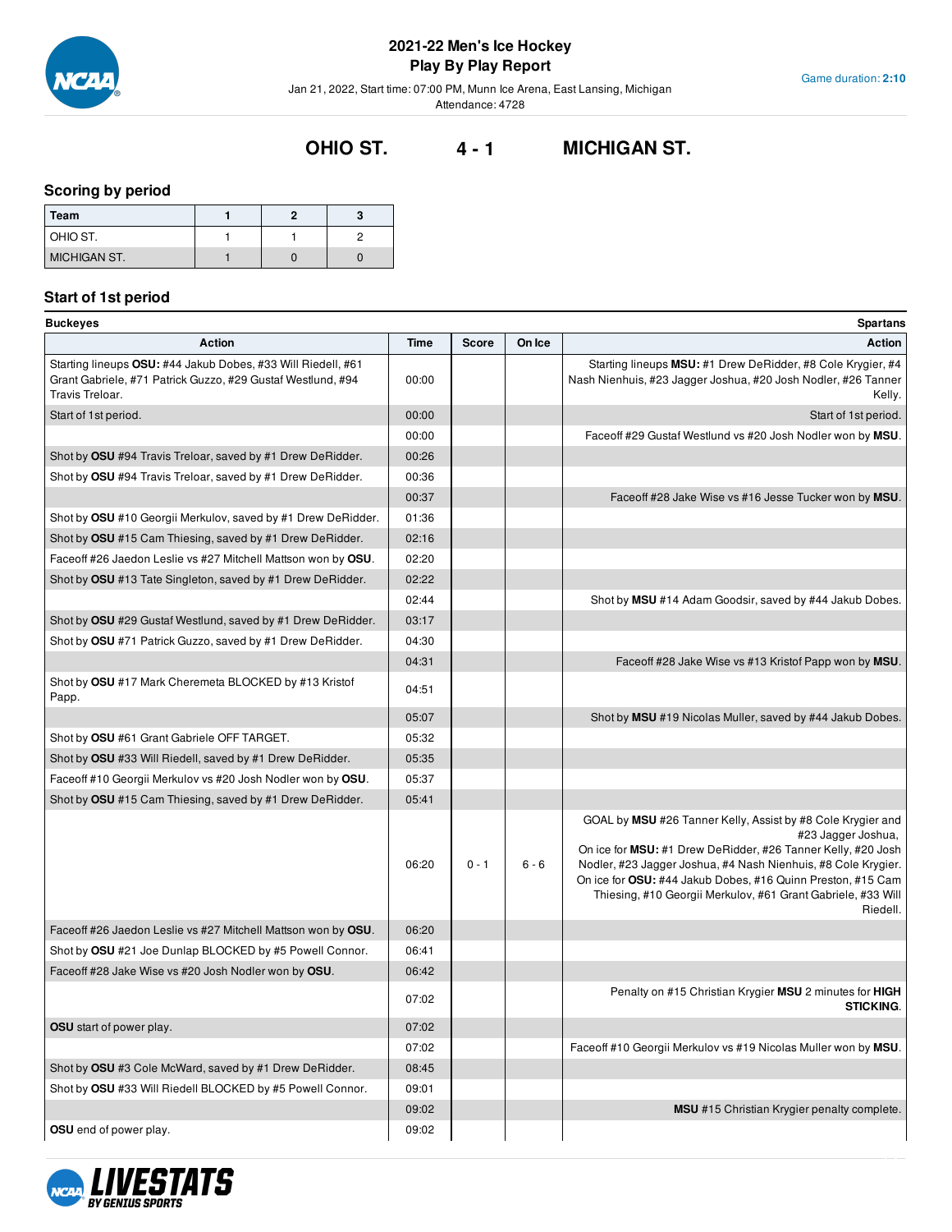## 2021-22 Men's Ice Hockey
## Play By Play Report

Jan 21, 2022, Start time: 07:00 PM, Munn Ice Arena, East Lansing, Michigan
Attendance: 4728

Game duration: **2:10**

# OHIO ST. 4 - 1 MICHIGAN ST.

### Scoring by period

| Team | 1 | 2 | 3 |
|---|---|---|---|
| OHIO ST. | 1 | 1 | 2 |
| MICHIGAN ST. | 1 | 0 | 0 |

### Start of 1st period

**Buckeyes** — **Spartans**

| Action | Time | Score | On Ice | Action |
|---|---|---|---|---|
| Starting lineups **OSU:** #44 Jakub Dobes, #33 Will Riedell, #61 Grant Gabriele, #71 Patrick Guzzo, #29 Gustaf Westlund, #94 Travis Treloar. | 00:00 | | | Starting lineups **MSU:** #1 Drew DeRidder, #8 Cole Krygier, #4 Nash Nienhuis, #23 Jagger Joshua, #20 Josh Nodler, #26 Tanner Kelly. |
| Start of 1st period. | 00:00 | | | Start of 1st period. |
| | 00:00 | | | Faceoff #29 Gustaf Westlund vs #20 Josh Nodler won by **MSU**. |
| Shot by **OSU** #94 Travis Treloar, saved by #1 Drew DeRidder. | 00:26 | | | |
| Shot by **OSU** #94 Travis Treloar, saved by #1 Drew DeRidder. | 00:36 | | | |
| | 00:37 | | | Faceoff #28 Jake Wise vs #16 Jesse Tucker won by **MSU**. |
| Shot by **OSU** #10 Georgii Merkulov, saved by #1 Drew DeRidder. | 01:36 | | | |
| Shot by **OSU** #15 Cam Thiesing, saved by #1 Drew DeRidder. | 02:16 | | | |
| Faceoff #26 Jaedon Leslie vs #27 Mitchell Mattson won by **OSU**. | 02:20 | | | |
| Shot by **OSU** #13 Tate Singleton, saved by #1 Drew DeRidder. | 02:22 | | | |
| | 02:44 | | | Shot by **MSU** #14 Adam Goodsir, saved by #44 Jakub Dobes. |
| Shot by **OSU** #29 Gustaf Westlund, saved by #1 Drew DeRidder. | 03:17 | | | |
| Shot by **OSU** #71 Patrick Guzzo, saved by #1 Drew DeRidder. | 04:30 | | | |
| | 04:31 | | | Faceoff #28 Jake Wise vs #13 Kristof Papp won by **MSU**. |
| Shot by **OSU** #17 Mark Cheremeta BLOCKED by #13 Kristof Papp. | 04:51 | | | |
| | 05:07 | | | Shot by **MSU** #19 Nicolas Muller, saved by #44 Jakub Dobes. |
| Shot by **OSU** #61 Grant Gabriele OFF TARGET. | 05:32 | | | |
| Shot by **OSU** #33 Will Riedell, saved by #1 Drew DeRidder. | 05:35 | | | |
| Faceoff #10 Georgii Merkulov vs #20 Josh Nodler won by **OSU**. | 05:37 | | | |
| Shot by **OSU** #15 Cam Thiesing, saved by #1 Drew DeRidder. | 05:41 | | | |
| | 06:20 | 0 - 1 | 6 - 6 | GOAL by **MSU** #26 Tanner Kelly, Assist by #8 Cole Krygier and #23 Jagger Joshua, On ice for **MSU:** #1 Drew DeRidder, #26 Tanner Kelly, #20 Josh Nodler, #23 Jagger Joshua, #4 Nash Nienhuis, #8 Cole Krygier. On ice for **OSU:** #44 Jakub Dobes, #16 Quinn Preston, #15 Cam Thiesing, #10 Georgii Merkulov, #61 Grant Gabriele, #33 Will Riedell. |
| Faceoff #26 Jaedon Leslie vs #27 Mitchell Mattson won by **OSU**. | 06:20 | | | |
| Shot by **OSU** #21 Joe Dunlap BLOCKED by #5 Powell Connor. | 06:41 | | | |
| Faceoff #28 Jake Wise vs #20 Josh Nodler won by **OSU**. | 06:42 | | | |
| | 07:02 | | | Penalty on #15 Christian Krygier **MSU** 2 minutes for **HIGH STICKING**. |
| **OSU** start of power play. | 07:02 | | | |
| | 07:02 | | | Faceoff #10 Georgii Merkulov vs #19 Nicolas Muller won by **MSU**. |
| Shot by **OSU** #3 Cole McWard, saved by #1 Drew DeRidder. | 08:45 | | | |
| Shot by **OSU** #33 Will Riedell BLOCKED by #5 Powell Connor. | 09:01 | | | |
| | 09:02 | | | **MSU** #15 Christian Krygier penalty complete. |
| **OSU** end of power play. | 09:02 | | | |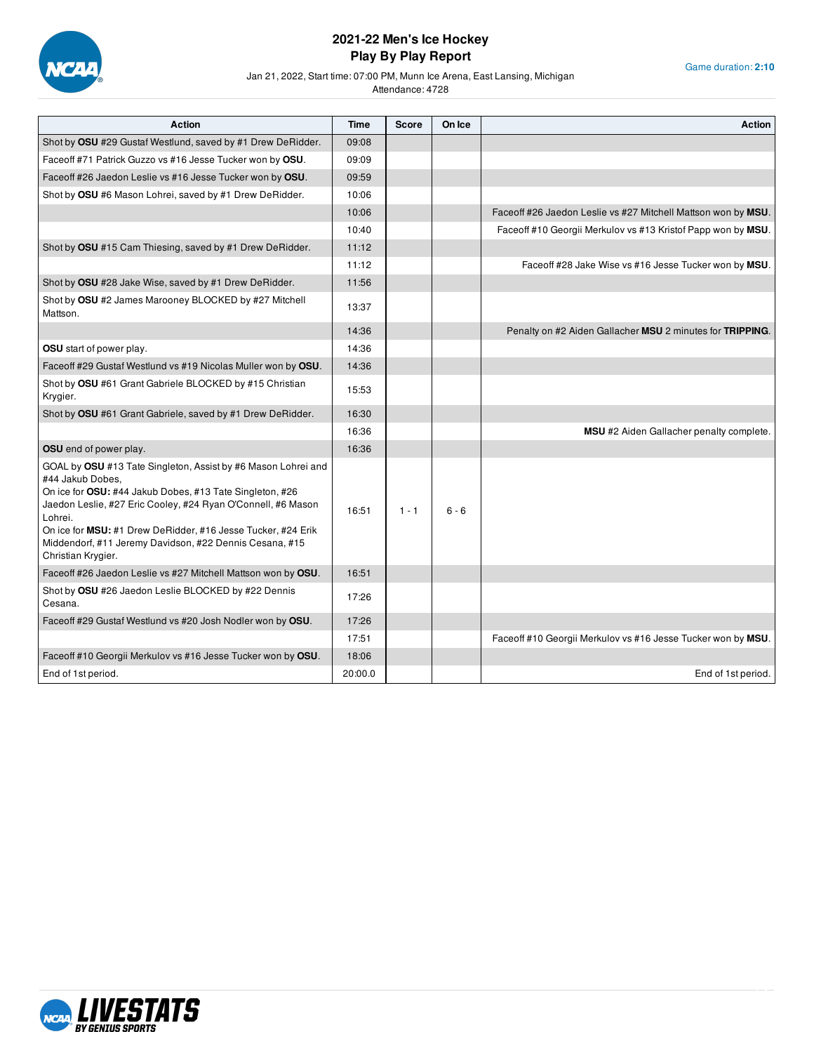# 2021-22 Men's Ice Hockey
## Play By Play Report

Jan 21, 2022, Start time: 07:00 PM, Munn Ice Arena, East Lansing, Michigan
Attendance: 4728

Game duration: **2:10**

| Action | Time | Score | On Ice | Action |
|---|---|---|---|---|
| Shot by **OSU** #29 Gustaf Westlund, saved by #1 Drew DeRidder. | 09:08 | | | |
| Faceoff #71 Patrick Guzzo vs #16 Jesse Tucker won by **OSU**. | 09:09 | | | |
| Faceoff #26 Jaedon Leslie vs #16 Jesse Tucker won by **OSU**. | 09:59 | | | |
| Shot by **OSU** #6 Mason Lohrei, saved by #1 Drew DeRidder. | 10:06 | | | |
| | 10:06 | | | Faceoff #26 Jaedon Leslie vs #27 Mitchell Mattson won by **MSU**. |
| | 10:40 | | | Faceoff #10 Georgii Merkulov vs #13 Kristof Papp won by **MSU**. |
| Shot by **OSU** #15 Cam Thiesing, saved by #1 Drew DeRidder. | 11:12 | | | |
| | 11:12 | | | Faceoff #28 Jake Wise vs #16 Jesse Tucker won by **MSU**. |
| Shot by **OSU** #28 Jake Wise, saved by #1 Drew DeRidder. | 11:56 | | | |
| Shot by **OSU** #2 James Marooney BLOCKED by #27 Mitchell Mattson. | 13:37 | | | |
| | 14:36 | | | Penalty on #2 Aiden Gallacher **MSU** 2 minutes for **TRIPPING**. |
| **OSU** start of power play. | 14:36 | | | |
| Faceoff #29 Gustaf Westlund vs #19 Nicolas Muller won by **OSU**. | 14:36 | | | |
| Shot by **OSU** #61 Grant Gabriele BLOCKED by #15 Christian Krygier. | 15:53 | | | |
| Shot by **OSU** #61 Grant Gabriele, saved by #1 Drew DeRidder. | 16:30 | | | |
| | 16:36 | | | **MSU** #2 Aiden Gallacher penalty complete. |
| **OSU** end of power play. | 16:36 | | | |
| GOAL by **OSU** #13 Tate Singleton, Assist by #6 Mason Lohrei and #44 Jakub Dobes, On ice for **OSU:** #44 Jakub Dobes, #13 Tate Singleton, #26 Jaedon Leslie, #27 Eric Cooley, #24 Ryan O'Connell, #6 Mason Lohrei. On ice for **MSU:** #1 Drew DeRidder, #16 Jesse Tucker, #24 Erik Middendorf, #11 Jeremy Davidson, #22 Dennis Cesana, #15 Christian Krygier. | 16:51 | 1 - 1 | 6 - 6 | |
| Faceoff #26 Jaedon Leslie vs #27 Mitchell Mattson won by **OSU**. | 16:51 | | | |
| Shot by **OSU** #26 Jaedon Leslie BLOCKED by #22 Dennis Cesana. | 17:26 | | | |
| Faceoff #29 Gustaf Westlund vs #20 Josh Nodler won by **OSU**. | 17:26 | | | |
| | 17:51 | | | Faceoff #10 Georgii Merkulov vs #16 Jesse Tucker won by **MSU**. |
| Faceoff #10 Georgii Merkulov vs #16 Jesse Tucker won by **OSU**. | 18:06 | | | |
| End of 1st period. | 20:00.0 | | | End of 1st period. |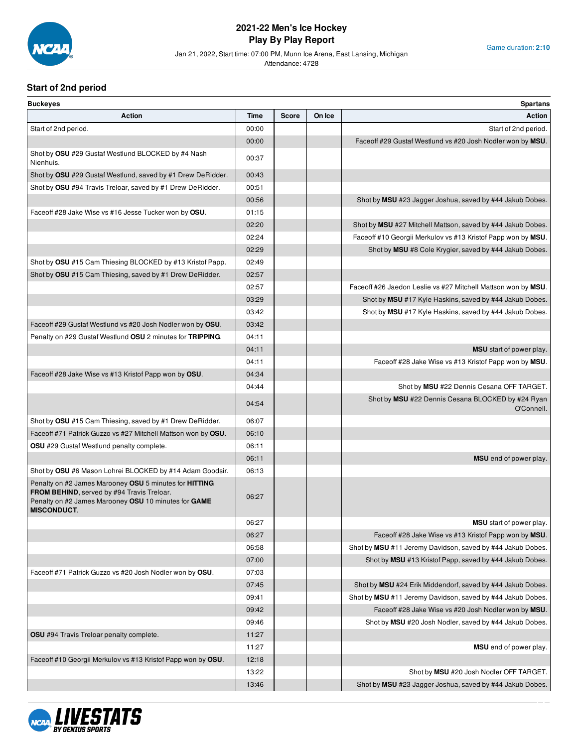# 2021-22 Men's Ice Hockey
## Play By Play Report

Jan 21, 2022, Start time: 07:00 PM, Munn Ice Arena, East Lansing, Michigan
Attendance: 4728

Game duration: **2:10**

### Start of 2nd period

| Buckeyes Action | Time | Score | On Ice | Spartans Action |
|---|---|---|---|---|
| Start of 2nd period. | 00:00 | | | Start of 2nd period. |
| | 00:00 | | | Faceoff #29 Gustaf Westlund vs #20 Josh Nodler won by **MSU**. |
| Shot by **OSU** #29 Gustaf Westlund BLOCKED by #4 Nash Nienhuis. | 00:37 | | | |
| Shot by **OSU** #29 Gustaf Westlund, saved by #1 Drew DeRidder. | 00:43 | | | |
| Shot by **OSU** #94 Travis Treloar, saved by #1 Drew DeRidder. | 00:51 | | | |
| | 00:56 | | | Shot by **MSU** #23 Jagger Joshua, saved by #44 Jakub Dobes. |
| Faceoff #28 Jake Wise vs #16 Jesse Tucker won by **OSU**. | 01:15 | | | |
| | 02:20 | | | Shot by **MSU** #27 Mitchell Mattson, saved by #44 Jakub Dobes. |
| | 02:24 | | | Faceoff #10 Georgii Merkulov vs #13 Kristof Papp won by **MSU**. |
| | 02:29 | | | Shot by **MSU** #8 Cole Krygier, saved by #44 Jakub Dobes. |
| Shot by **OSU** #15 Cam Thiesing BLOCKED by #13 Kristof Papp. | 02:49 | | | |
| Shot by **OSU** #15 Cam Thiesing, saved by #1 Drew DeRidder. | 02:57 | | | |
| | 02:57 | | | Faceoff #26 Jaedon Leslie vs #27 Mitchell Mattson won by **MSU**. |
| | 03:29 | | | Shot by **MSU** #17 Kyle Haskins, saved by #44 Jakub Dobes. |
| | 03:42 | | | Shot by **MSU** #17 Kyle Haskins, saved by #44 Jakub Dobes. |
| Faceoff #29 Gustaf Westlund vs #20 Josh Nodler won by **OSU**. | 03:42 | | | |
| Penalty on #29 Gustaf Westlund **OSU** 2 minutes for **TRIPPING**. | 04:11 | | | |
| | 04:11 | | | **MSU** start of power play. |
| | 04:11 | | | Faceoff #28 Jake Wise vs #13 Kristof Papp won by **MSU**. |
| Faceoff #28 Jake Wise vs #13 Kristof Papp won by **OSU**. | 04:34 | | | |
| | 04:44 | | | Shot by **MSU** #22 Dennis Cesana OFF TARGET. |
| | 04:54 | | | Shot by **MSU** #22 Dennis Cesana BLOCKED by #24 Ryan O'Connell. |
| Shot by **OSU** #15 Cam Thiesing, saved by #1 Drew DeRidder. | 06:07 | | | |
| Faceoff #71 Patrick Guzzo vs #27 Mitchell Mattson won by **OSU**. | 06:10 | | | |
| **OSU** #29 Gustaf Westlund penalty complete. | 06:11 | | | |
| | 06:11 | | | **MSU** end of power play. |
| Shot by **OSU** #6 Mason Lohrei BLOCKED by #14 Adam Goodsir. | 06:13 | | | |
| Penalty on #2 James Marooney **OSU** 5 minutes for **HITTING FROM BEHIND**, served by #94 Travis Treloar. Penalty on #2 James Marooney **OSU** 10 minutes for **GAME MISCONDUCT**. | 06:27 | | | |
| | 06:27 | | | **MSU** start of power play. |
| | 06:27 | | | Faceoff #28 Jake Wise vs #13 Kristof Papp won by **MSU**. |
| | 06:58 | | | Shot by **MSU** #11 Jeremy Davidson, saved by #44 Jakub Dobes. |
| | 07:00 | | | Shot by **MSU** #13 Kristof Papp, saved by #44 Jakub Dobes. |
| Faceoff #71 Patrick Guzzo vs #20 Josh Nodler won by **OSU**. | 07:03 | | | |
| | 07:45 | | | Shot by **MSU** #24 Erik Middendorf, saved by #44 Jakub Dobes. |
| | 09:41 | | | Shot by **MSU** #11 Jeremy Davidson, saved by #44 Jakub Dobes. |
| | 09:42 | | | Faceoff #28 Jake Wise vs #20 Josh Nodler won by **MSU**. |
| | 09:46 | | | Shot by **MSU** #20 Josh Nodler, saved by #44 Jakub Dobes. |
| **OSU** #94 Travis Treloar penalty complete. | 11:27 | | | |
| | 11:27 | | | **MSU** end of power play. |
| Faceoff #10 Georgii Merkulov vs #13 Kristof Papp won by **OSU**. | 12:18 | | | |
| | 13:22 | | | Shot by **MSU** #20 Josh Nodler OFF TARGET. |
| | 13:46 | | | Shot by **MSU** #23 Jagger Joshua, saved by #44 Jakub Dobes. |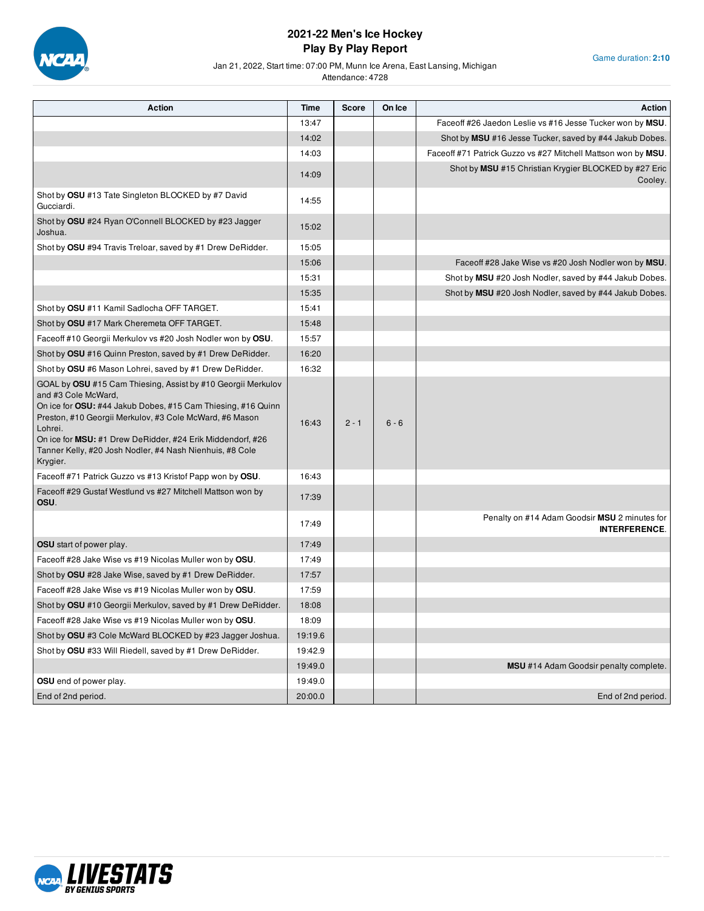# 2021-22 Men's Ice Hockey
## Play By Play Report

Jan 21, 2022, Start time: 07:00 PM, Munn Ice Arena, East Lansing, Michigan
Attendance: 4728

Game duration: **2:10**

| Action | Time | Score | On Ice | Action |
|---|---|---|---|---|
| | 13:47 | | | Faceoff #26 Jaedon Leslie vs #16 Jesse Tucker won by **MSU**. |
| | 14:02 | | | Shot by **MSU** #16 Jesse Tucker, saved by #44 Jakub Dobes. |
| | 14:03 | | | Faceoff #71 Patrick Guzzo vs #27 Mitchell Mattson won by **MSU**. |
| | 14:09 | | | Shot by **MSU** #15 Christian Krygier BLOCKED by #27 Eric Cooley. |
| Shot by **OSU** #13 Tate Singleton BLOCKED by #7 David Gucciardi. | 14:55 | | | |
| Shot by **OSU** #24 Ryan O'Connell BLOCKED by #23 Jagger Joshua. | 15:02 | | | |
| Shot by **OSU** #94 Travis Treloar, saved by #1 Drew DeRidder. | 15:05 | | | |
| | 15:06 | | | Faceoff #28 Jake Wise vs #20 Josh Nodler won by **MSU**. |
| | 15:31 | | | Shot by **MSU** #20 Josh Nodler, saved by #44 Jakub Dobes. |
| | 15:35 | | | Shot by **MSU** #20 Josh Nodler, saved by #44 Jakub Dobes. |
| Shot by **OSU** #11 Kamil Sadlocha OFF TARGET. | 15:41 | | | |
| Shot by **OSU** #17 Mark Cheremeta OFF TARGET. | 15:48 | | | |
| Faceoff #10 Georgii Merkulov vs #20 Josh Nodler won by **OSU**. | 15:57 | | | |
| Shot by **OSU** #16 Quinn Preston, saved by #1 Drew DeRidder. | 16:20 | | | |
| Shot by **OSU** #6 Mason Lohrei, saved by #1 Drew DeRidder. | 16:32 | | | |
| GOAL by **OSU** #15 Cam Thiesing, Assist by #10 Georgii Merkulov and #3 Cole McWard, On ice for **OSU:** #44 Jakub Dobes, #15 Cam Thiesing, #16 Quinn Preston, #10 Georgii Merkulov, #3 Cole McWard, #6 Mason Lohrei. On ice for **MSU:** #1 Drew DeRidder, #24 Erik Middendorf, #26 Tanner Kelly, #20 Josh Nodler, #4 Nash Nienhuis, #8 Cole Krygier. | 16:43 | 2 - 1 | 6 - 6 | |
| Faceoff #71 Patrick Guzzo vs #13 Kristof Papp won by **OSU**. | 16:43 | | | |
| Faceoff #29 Gustaf Westlund vs #27 Mitchell Mattson won by **OSU**. | 17:39 | | | |
| | 17:49 | | | Penalty on #14 Adam Goodsir **MSU** 2 minutes for **INTERFERENCE**. |
| **OSU** start of power play. | 17:49 | | | |
| Faceoff #28 Jake Wise vs #19 Nicolas Muller won by **OSU**. | 17:49 | | | |
| Shot by **OSU** #28 Jake Wise, saved by #1 Drew DeRidder. | 17:57 | | | |
| Faceoff #28 Jake Wise vs #19 Nicolas Muller won by **OSU**. | 17:59 | | | |
| Shot by **OSU** #10 Georgii Merkulov, saved by #1 Drew DeRidder. | 18:08 | | | |
| Faceoff #28 Jake Wise vs #19 Nicolas Muller won by **OSU**. | 18:09 | | | |
| Shot by **OSU** #3 Cole McWard BLOCKED by #23 Jagger Joshua. | 19:19.6 | | | |
| Shot by **OSU** #33 Will Riedell, saved by #1 Drew DeRidder. | 19:42.9 | | | |
| | 19:49.0 | | | **MSU** #14 Adam Goodsir penalty complete. |
| **OSU** end of power play. | 19:49.0 | | | |
| End of 2nd period. | 20:00.0 | | | End of 2nd period. |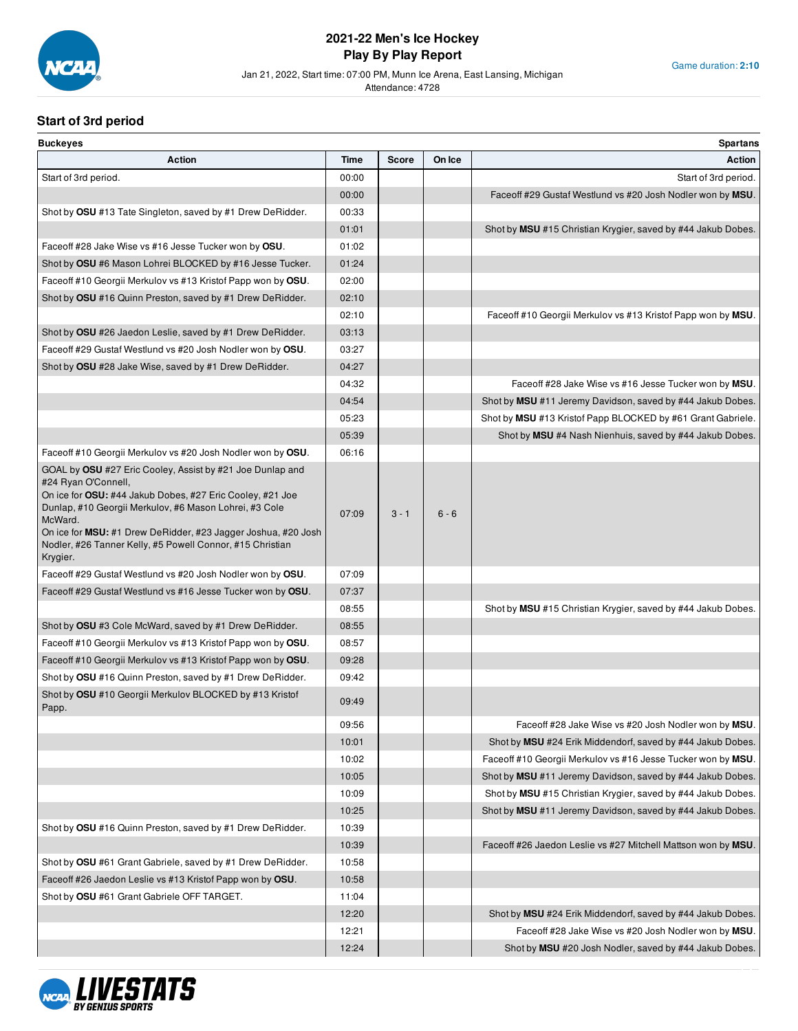# 2021-22 Men's Ice Hockey
## Play By Play Report

Jan 21, 2022, Start time: 07:00 PM, Munn Ice Arena, East Lansing, Michigan
Attendance: 4728

Game duration: **2:10**

### Start of 3rd period

| Buckeyes Action | Time | Score | On Ice | Spartans Action |
|---|---|---|---|---|
| Start of 3rd period. | 00:00 | | | Start of 3rd period. |
| | 00:00 | | | Faceoff #29 Gustaf Westlund vs #20 Josh Nodler won by **MSU**. |
| Shot by **OSU** #13 Tate Singleton, saved by #1 Drew DeRidder. | 00:33 | | | |
| | 01:01 | | | Shot by **MSU** #15 Christian Krygier, saved by #44 Jakub Dobes. |
| Faceoff #28 Jake Wise vs #16 Jesse Tucker won by **OSU**. | 01:02 | | | |
| Shot by **OSU** #6 Mason Lohrei BLOCKED by #16 Jesse Tucker. | 01:24 | | | |
| Faceoff #10 Georgii Merkulov vs #13 Kristof Papp won by **OSU**. | 02:00 | | | |
| Shot by **OSU** #16 Quinn Preston, saved by #1 Drew DeRidder. | 02:10 | | | |
| | 02:10 | | | Faceoff #10 Georgii Merkulov vs #13 Kristof Papp won by **MSU**. |
| Shot by **OSU** #26 Jaedon Leslie, saved by #1 Drew DeRidder. | 03:13 | | | |
| Faceoff #29 Gustaf Westlund vs #20 Josh Nodler won by **OSU**. | 03:27 | | | |
| Shot by **OSU** #28 Jake Wise, saved by #1 Drew DeRidder. | 04:27 | | | |
| | 04:32 | | | Faceoff #28 Jake Wise vs #16 Jesse Tucker won by **MSU**. |
| | 04:54 | | | Shot by **MSU** #11 Jeremy Davidson, saved by #44 Jakub Dobes. |
| | 05:23 | | | Shot by **MSU** #13 Kristof Papp BLOCKED by #61 Grant Gabriele. |
| | 05:39 | | | Shot by **MSU** #4 Nash Nienhuis, saved by #44 Jakub Dobes. |
| Faceoff #10 Georgii Merkulov vs #20 Josh Nodler won by **OSU**. | 06:16 | | | |
| GOAL by **OSU** #27 Eric Cooley, Assist by #21 Joe Dunlap and #24 Ryan O'Connell, On ice for **OSU:** #44 Jakub Dobes, #27 Eric Cooley, #21 Joe Dunlap, #10 Georgii Merkulov, #6 Mason Lohrei, #3 Cole McWard. On ice for **MSU:** #1 Drew DeRidder, #23 Jagger Joshua, #20 Josh Nodler, #26 Tanner Kelly, #5 Powell Connor, #15 Christian Krygier. | 07:09 | 3 - 1 | 6 - 6 | |
| Faceoff #29 Gustaf Westlund vs #20 Josh Nodler won by **OSU**. | 07:09 | | | |
| Faceoff #29 Gustaf Westlund vs #16 Jesse Tucker won by **OSU**. | 07:37 | | | |
| | 08:55 | | | Shot by **MSU** #15 Christian Krygier, saved by #44 Jakub Dobes. |
| Shot by **OSU** #3 Cole McWard, saved by #1 Drew DeRidder. | 08:55 | | | |
| Faceoff #10 Georgii Merkulov vs #13 Kristof Papp won by **OSU**. | 08:57 | | | |
| Faceoff #10 Georgii Merkulov vs #13 Kristof Papp won by **OSU**. | 09:28 | | | |
| Shot by **OSU** #16 Quinn Preston, saved by #1 Drew DeRidder. | 09:42 | | | |
| Shot by **OSU** #10 Georgii Merkulov BLOCKED by #13 Kristof Papp. | 09:49 | | | |
| | 09:56 | | | Faceoff #28 Jake Wise vs #20 Josh Nodler won by **MSU**. |
| | 10:01 | | | Shot by **MSU** #24 Erik Middendorf, saved by #44 Jakub Dobes. |
| | 10:02 | | | Faceoff #10 Georgii Merkulov vs #16 Jesse Tucker won by **MSU**. |
| | 10:05 | | | Shot by **MSU** #11 Jeremy Davidson, saved by #44 Jakub Dobes. |
| | 10:09 | | | Shot by **MSU** #15 Christian Krygier, saved by #44 Jakub Dobes. |
| | 10:25 | | | Shot by **MSU** #11 Jeremy Davidson, saved by #44 Jakub Dobes. |
| Shot by **OSU** #16 Quinn Preston, saved by #1 Drew DeRidder. | 10:39 | | | |
| | 10:39 | | | Faceoff #26 Jaedon Leslie vs #27 Mitchell Mattson won by **MSU**. |
| Shot by **OSU** #61 Grant Gabriele, saved by #1 Drew DeRidder. | 10:58 | | | |
| Faceoff #26 Jaedon Leslie vs #13 Kristof Papp won by **OSU**. | 10:58 | | | |
| Shot by **OSU** #61 Grant Gabriele OFF TARGET. | 11:04 | | | |
| | 12:20 | | | Shot by **MSU** #24 Erik Middendorf, saved by #44 Jakub Dobes. |
| | 12:21 | | | Faceoff #28 Jake Wise vs #20 Josh Nodler won by **MSU**. |
| | 12:24 | | | Shot by **MSU** #20 Josh Nodler, saved by #44 Jakub Dobes. |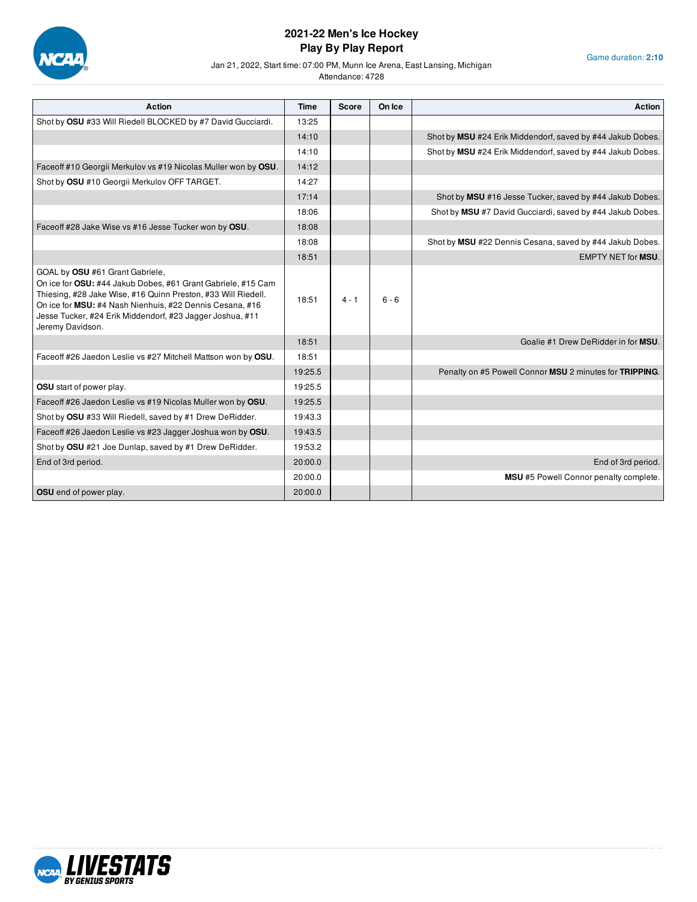# 2021-22 Men's Ice Hockey
## Play By Play Report

Jan 21, 2022, Start time: 07:00 PM, Munn Ice Arena, East Lansing, Michigan
Attendance: 4728

Game duration: **2:10**

| Action | Time | Score | On Ice | Action |
|---|---|---|---|---|
| Shot by **OSU** #33 Will Riedell BLOCKED by #7 David Gucciardi. | 13:25 | | | |
| | 14:10 | | | Shot by **MSU** #24 Erik Middendorf, saved by #44 Jakub Dobes. |
| | 14:10 | | | Shot by **MSU** #24 Erik Middendorf, saved by #44 Jakub Dobes. |
| Faceoff #10 Georgii Merkulov vs #19 Nicolas Muller won by **OSU**. | 14:12 | | | |
| Shot by **OSU** #10 Georgii Merkulov OFF TARGET. | 14:27 | | | |
| | 17:14 | | | Shot by **MSU** #16 Jesse Tucker, saved by #44 Jakub Dobes. |
| | 18:06 | | | Shot by **MSU** #7 David Gucciardi, saved by #44 Jakub Dobes. |
| Faceoff #28 Jake Wise vs #16 Jesse Tucker won by **OSU**. | 18:08 | | | |
| | 18:08 | | | Shot by **MSU** #22 Dennis Cesana, saved by #44 Jakub Dobes. |
| | 18:51 | | | EMPTY NET for **MSU**. |
| GOAL by **OSU** #61 Grant Gabriele, On ice for **OSU:** #44 Jakub Dobes, #61 Grant Gabriele, #15 Cam Thiesing, #28 Jake Wise, #16 Quinn Preston, #33 Will Riedell. On ice for **MSU:** #4 Nash Nienhuis, #22 Dennis Cesana, #16 Jesse Tucker, #24 Erik Middendorf, #23 Jagger Joshua, #11 Jeremy Davidson. | 18:51 | 4 - 1 | 6 - 6 | |
| | 18:51 | | | Goalie #1 Drew DeRidder in for **MSU**. |
| Faceoff #26 Jaedon Leslie vs #27 Mitchell Mattson won by **OSU**. | 18:51 | | | |
| | 19:25.5 | | | Penalty on #5 Powell Connor **MSU** 2 minutes for **TRIPPING**. |
| **OSU** start of power play. | 19:25.5 | | | |
| Faceoff #26 Jaedon Leslie vs #19 Nicolas Muller won by **OSU**. | 19:25.5 | | | |
| Shot by **OSU** #33 Will Riedell, saved by #1 Drew DeRidder. | 19:43.3 | | | |
| Faceoff #26 Jaedon Leslie vs #23 Jagger Joshua won by **OSU**. | 19:43.5 | | | |
| Shot by **OSU** #21 Joe Dunlap, saved by #1 Drew DeRidder. | 19:53.2 | | | |
| End of 3rd period. | 20:00.0 | | | End of 3rd period. |
| | 20:00.0 | | | **MSU** #5 Powell Connor penalty complete. |
| **OSU** end of power play. | 20:00.0 | | | |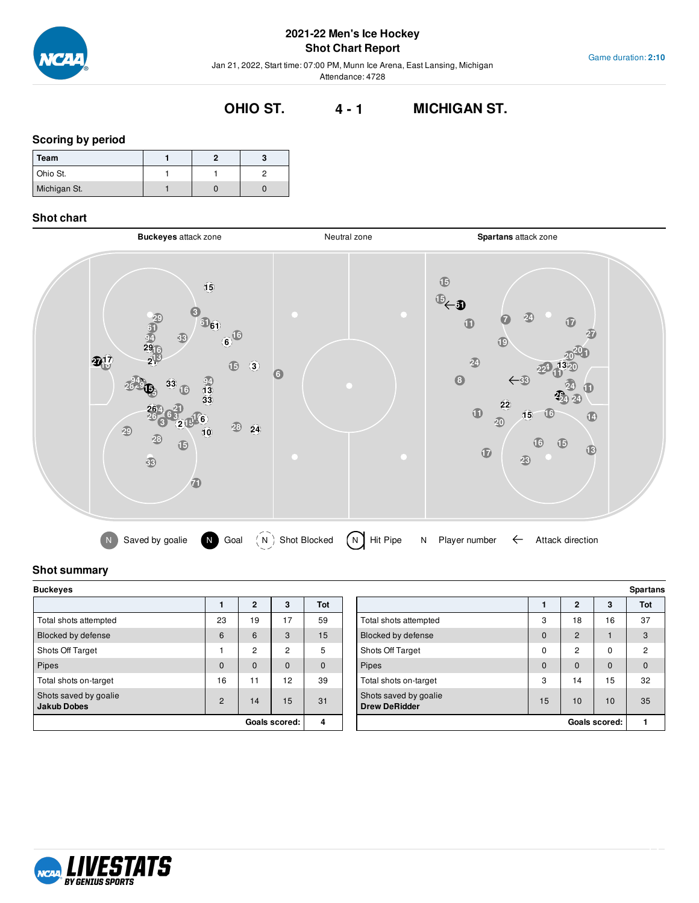# 2021-22 Men's Ice Hockey
## Shot Chart Report

Jan 21, 2022, Start time: 07:00 PM, Munn Ice Arena, East Lansing, Michigan
Attendance: 4728

Game duration: **2:10**

**OHIO ST.** **4 - 1** **MICHIGAN ST.**

## Scoring by period

| Team | 1 | 2 | 3 |
|---|---|---|---|
| Ohio St. | 1 | 1 | 2 |
| Michigan St. | 1 | 0 | 0 |

## Shot chart

**Buckeyes** attack zone | Neutral zone | **Spartans** attack zone

Saved by goalie | Goal | Shot Blocked | Hit Pipe | N Player number | ← Attack direction

## Shot summary

**Buckeyes**

| | 1 | 2 | 3 | Tot |
|---|---|---|---|---|
| Total shots attempted | 23 | 19 | 17 | 59 |
| Blocked by defense | 6 | 6 | 3 | 15 |
| Shots Off Target | 1 | 2 | 2 | 5 |
| Pipes | 0 | 0 | 0 | 0 |
| Total shots on-target | 16 | 11 | 12 | 39 |
| Shots saved by goalie **Jakub Dobes** | 2 | 14 | 15 | 31 |
| | | | **Goals scored:** | 4 |

**Spartans**

| | 1 | 2 | 3 | Tot |
|---|---|---|---|---|
| Total shots attempted | 3 | 18 | 16 | 37 |
| Blocked by defense | 0 | 2 | 1 | 3 |
| Shots Off Target | 0 | 2 | 0 | 2 |
| Pipes | 0 | 0 | 0 | 0 |
| Total shots on-target | 3 | 14 | 15 | 32 |
| Shots saved by goalie **Drew DeRidder** | 15 | 10 | 10 | 35 |
| | | | **Goals scored:** | 1 |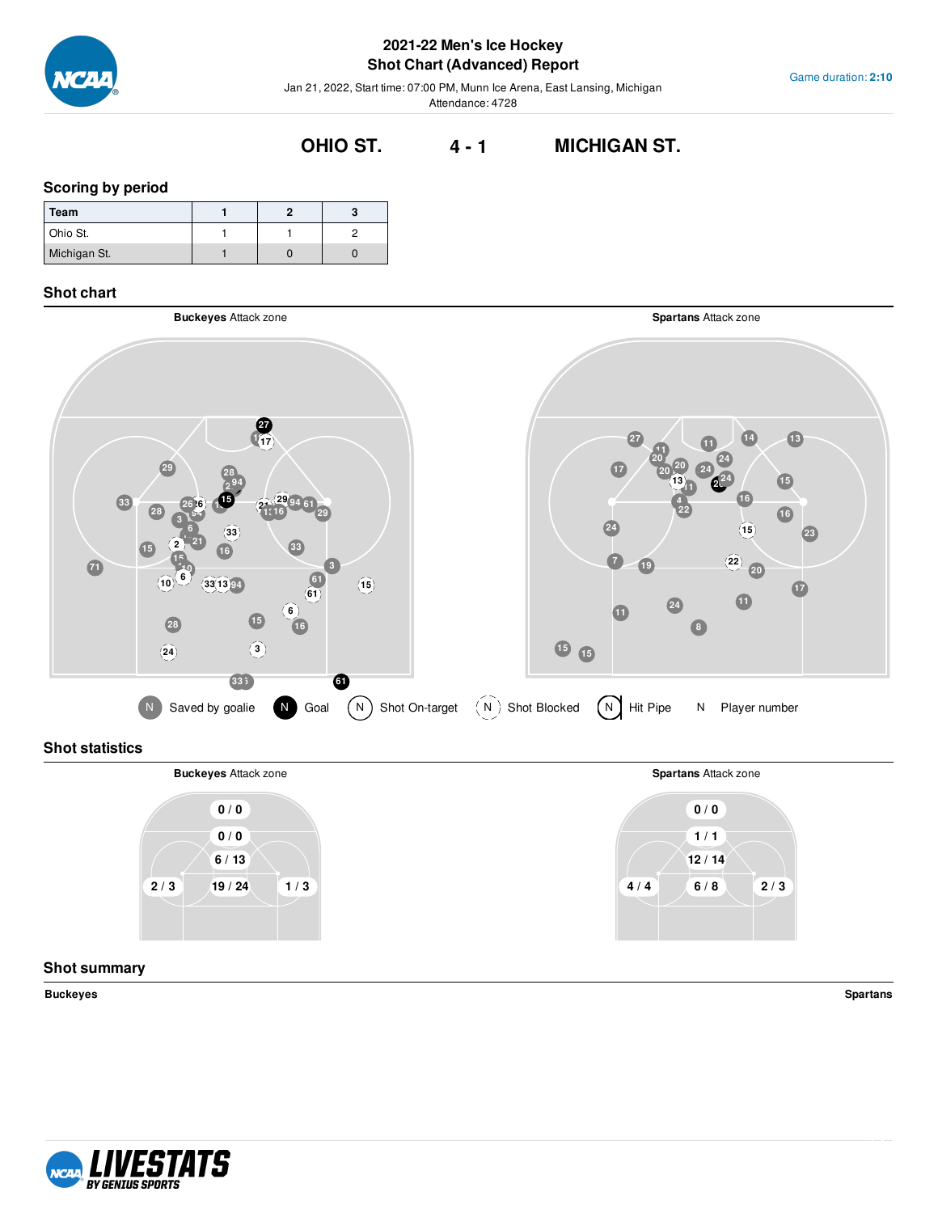# 2021-22 Men's Ice Hockey
## Shot Chart (Advanced) Report

Jan 21, 2022, Start time: 07:00 PM, Munn Ice Arena, East Lansing, Michigan

Attendance: 4728

Game duration: **2:10**

## OHIO ST. 4 - 1 MICHIGAN ST.

### Scoring by period

| Team | 1 | 2 | 3 |
|---|---|---|---|
| Ohio St. | 1 | 1 | 2 |
| Michigan St. | 1 | 0 | 0 |

### Shot chart

**Buckeyes** Attack zone

**Spartans** Attack zone

Saved by goalie | Goal | Shot On-target | Shot Blocked | Hit Pipe | N Player number

### Shot statistics

**Buckeyes** Attack zone

| | | |
|---|---|---|
| | 0 / 0 | |
| | 0 / 0 | |
| | 6 / 13 | |
| 2 / 3 | 19 / 24 | 1 / 3 |

**Spartans** Attack zone

| | | |
|---|---|---|
| | 0 / 0 | |
| | 1 / 1 | |
| | 12 / 14 | |
| 4 / 4 | 6 / 8 | 2 / 3 |

### Shot summary

**Buckeyes**

**Spartans**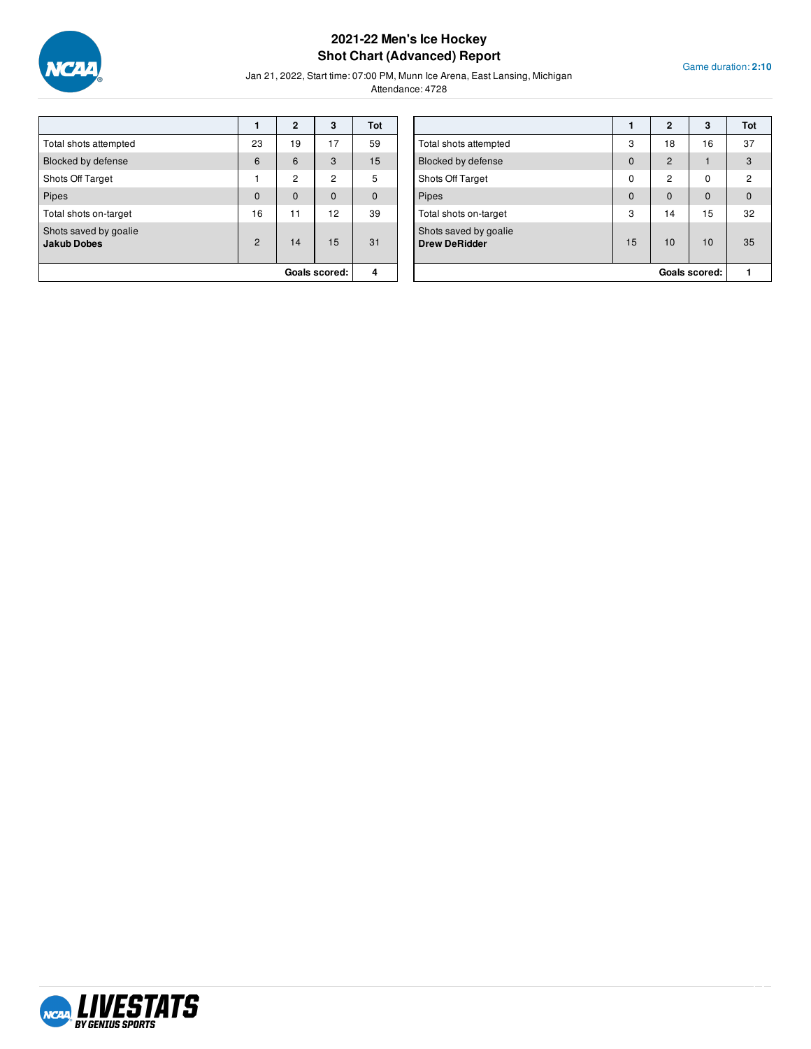# 2021-22 Men's Ice Hockey
## Shot Chart (Advanced) Report

Jan 21, 2022, Start time: 07:00 PM, Munn Ice Arena, East Lansing, Michigan
Attendance: 4728

Game duration: **2:10**

| | 1 | 2 | 3 | Tot |
|---|---|---|---|---|
| Total shots attempted | 23 | 19 | 17 | 59 |
| Blocked by defense | 6 | 6 | 3 | 15 |
| Shots Off Target | 1 | 2 | 2 | 5 |
| Pipes | 0 | 0 | 0 | 0 |
| Total shots on-target | 16 | 11 | 12 | 39 |
| Shots saved by goalie **Jakub Dobes** | 2 | 14 | 15 | 31 |
| | | | **Goals scored:** | 4 |

| | 1 | 2 | 3 | Tot |
|---|---|---|---|---|
| Total shots attempted | 3 | 18 | 16 | 37 |
| Blocked by defense | 0 | 2 | 1 | 3 |
| Shots Off Target | 0 | 2 | 0 | 2 |
| Pipes | 0 | 0 | 0 | 0 |
| Total shots on-target | 3 | 14 | 15 | 32 |
| Shots saved by goalie **Drew DeRidder** | 15 | 10 | 10 | 35 |
| | | | **Goals scored:** | 1 |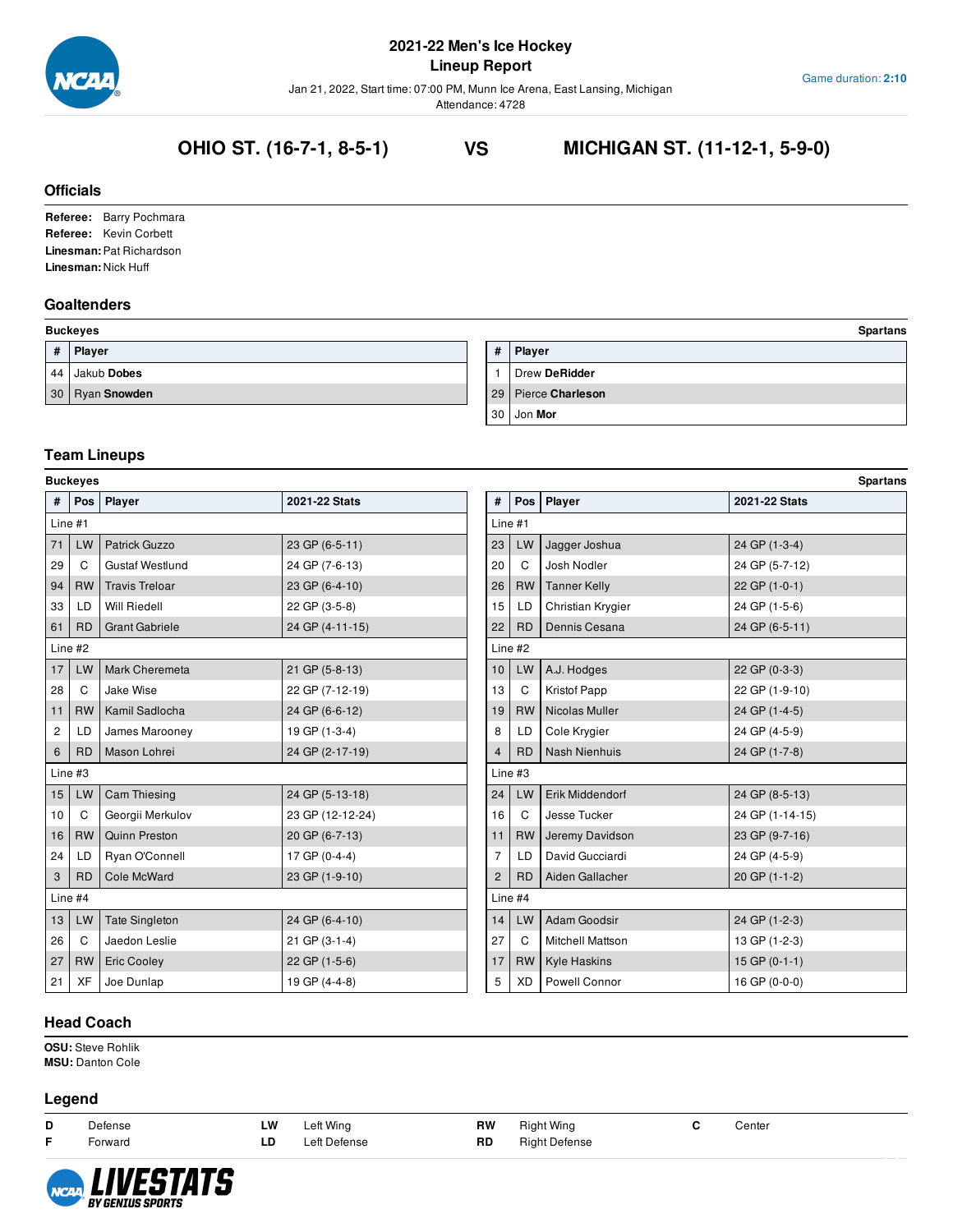# 2021-22 Men's Ice Hockey
## Lineup Report

Jan 21, 2022, Start time: 07:00 PM, Munn Ice Arena, East Lansing, Michigan
Attendance: 4728

Game duration: **2:10**

## OHIO ST. (16-7-1, 8-5-1) VS MICHIGAN ST. (11-12-1, 5-9-0)

### Officials

**Referee:** Barry Pochmara
**Referee:** Kevin Corbett
**Linesman:** Pat Richardson
**Linesman:** Nick Huff

### Goaltenders

**Buckeyes**

| # | Player |
|---|---|
| 44 | Jakub **Dobes** |
| 30 | Ryan **Snowden** |

**Spartans**

| # | Player |
|---|---|
| 1 | Drew **DeRidder** |
| 29 | Pierce **Charleson** |
| 30 | Jon **Mor** |

### Team Lineups

**Buckeyes**

| # | Pos | Player | 2021-22 Stats |
|---|---|---|---|
| Line #1 | | | |
| 71 | LW | Patrick Guzzo | 23 GP (6-5-11) |
| 29 | C | Gustaf Westlund | 24 GP (7-6-13) |
| 94 | RW | Travis Treloar | 23 GP (6-4-10) |
| 33 | LD | Will Riedell | 22 GP (3-5-8) |
| 61 | RD | Grant Gabriele | 24 GP (4-11-15) |
| Line #2 | | | |
| 17 | LW | Mark Cheremeta | 21 GP (5-8-13) |
| 28 | C | Jake Wise | 22 GP (7-12-19) |
| 11 | RW | Kamil Sadlocha | 24 GP (6-6-12) |
| 2 | LD | James Marooney | 19 GP (1-3-4) |
| 6 | RD | Mason Lohrei | 24 GP (2-17-19) |
| Line #3 | | | |
| 15 | LW | Cam Thiesing | 24 GP (5-13-18) |
| 10 | C | Georgii Merkulov | 23 GP (12-12-24) |
| 16 | RW | Quinn Preston | 20 GP (6-7-13) |
| 24 | LD | Ryan O'Connell | 17 GP (0-4-4) |
| 3 | RD | Cole McWard | 23 GP (1-9-10) |
| Line #4 | | | |
| 13 | LW | Tate Singleton | 24 GP (6-4-10) |
| 26 | C | Jaedon Leslie | 21 GP (3-1-4) |
| 27 | RW | Eric Cooley | 22 GP (1-5-6) |
| 21 | XF | Joe Dunlap | 19 GP (4-4-8) |

**Spartans**

| # | Pos | Player | 2021-22 Stats |
|---|---|---|---|
| Line #1 | | | |
| 23 | LW | Jagger Joshua | 24 GP (1-3-4) |
| 20 | C | Josh Nodler | 24 GP (5-7-12) |
| 26 | RW | Tanner Kelly | 22 GP (1-0-1) |
| 15 | LD | Christian Krygier | 24 GP (1-5-6) |
| 22 | RD | Dennis Cesana | 24 GP (6-5-11) |
| Line #2 | | | |
| 10 | LW | A.J. Hodges | 22 GP (0-3-3) |
| 13 | C | Kristof Papp | 22 GP (1-9-10) |
| 19 | RW | Nicolas Muller | 24 GP (1-4-5) |
| 8 | LD | Cole Krygier | 24 GP (4-5-9) |
| 4 | RD | Nash Nienhuis | 24 GP (1-7-8) |
| Line #3 | | | |
| 24 | LW | Erik Middendorf | 24 GP (8-5-13) |
| 16 | C | Jesse Tucker | 24 GP (1-14-15) |
| 11 | RW | Jeremy Davidson | 23 GP (9-7-16) |
| 7 | LD | David Gucciardi | 24 GP (4-5-9) |
| 2 | RD | Aiden Gallacher | 20 GP (1-1-2) |
| Line #4 | | | |
| 14 | LW | Adam Goodsir | 24 GP (1-2-3) |
| 27 | C | Mitchell Mattson | 13 GP (1-2-3) |
| 17 | RW | Kyle Haskins | 15 GP (0-1-1) |
| 5 | XD | Powell Connor | 16 GP (0-0-0) |

### Head Coach

**OSU:** Steve Rohlik
**MSU:** Danton Cole

### Legend

| | | | | | | | |
|---|---|---|---|---|---|---|---|
| **D** | Defense | **LW** | Left Wing | **RW** | Right Wing | **C** | Center |
| **F** | Forward | **LD** | Left Defense | **RD** | Right Defense | | |